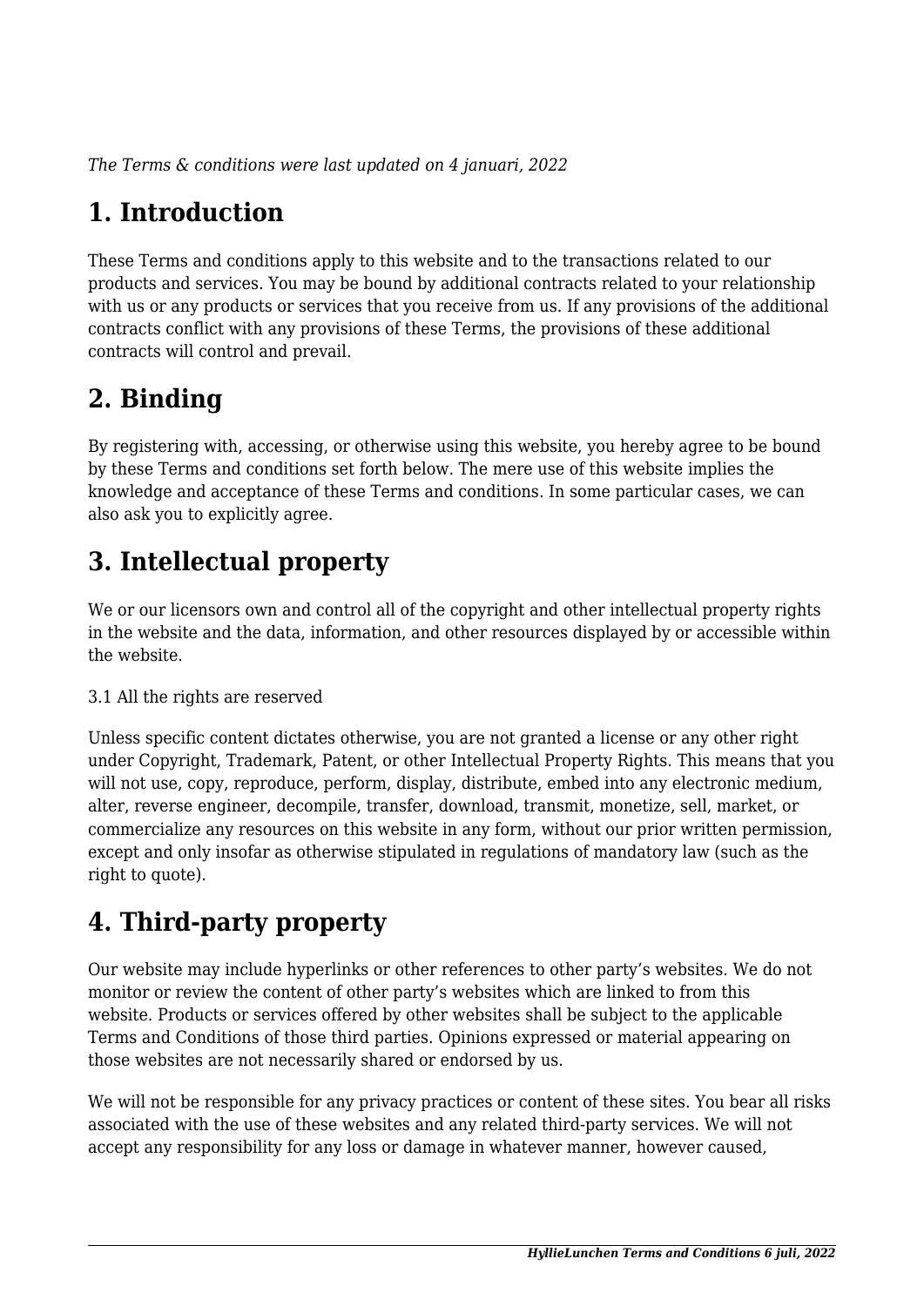*The Terms & conditions were last updated on 4 januari, 2022*

# 1. Introduction

These Terms and conditions apply to this website and to the transactions related to our products and services. You may be bound by additional contracts related to your relationship with us or any products or services that you receive from us. If any provisions of the additional contracts conflict with any provisions of these Terms, the provisions of these additional contracts will control and prevail.

# 2. Binding

By registering with, accessing, or otherwise using this website, you hereby agree to be bound by these Terms and conditions set forth below. The mere use of this website implies the knowledge and acceptance of these Terms and conditions. In some particular cases, we can also ask you to explicitly agree.

# 3. Intellectual property

We or our licensors own and control all of the copyright and other intellectual property rights in the website and the data, information, and other resources displayed by or accessible within the website.

3.1 All the rights are reserved

Unless specific content dictates otherwise, you are not granted a license or any other right under Copyright, Trademark, Patent, or other Intellectual Property Rights. This means that you will not use, copy, reproduce, perform, display, distribute, embed into any electronic medium, alter, reverse engineer, decompile, transfer, download, transmit, monetize, sell, market, or commercialize any resources on this website in any form, without our prior written permission, except and only insofar as otherwise stipulated in regulations of mandatory law (such as the right to quote).

# 4. Third-party property

Our website may include hyperlinks or other references to other party's websites. We do not monitor or review the content of other party's websites which are linked to from this website. Products or services offered by other websites shall be subject to the applicable Terms and Conditions of those third parties. Opinions expressed or material appearing on those websites are not necessarily shared or endorsed by us.

We will not be responsible for any privacy practices or content of these sites. You bear all risks associated with the use of these websites and any related third-party services. We will not accept any responsibility for any loss or damage in whatever manner, however caused,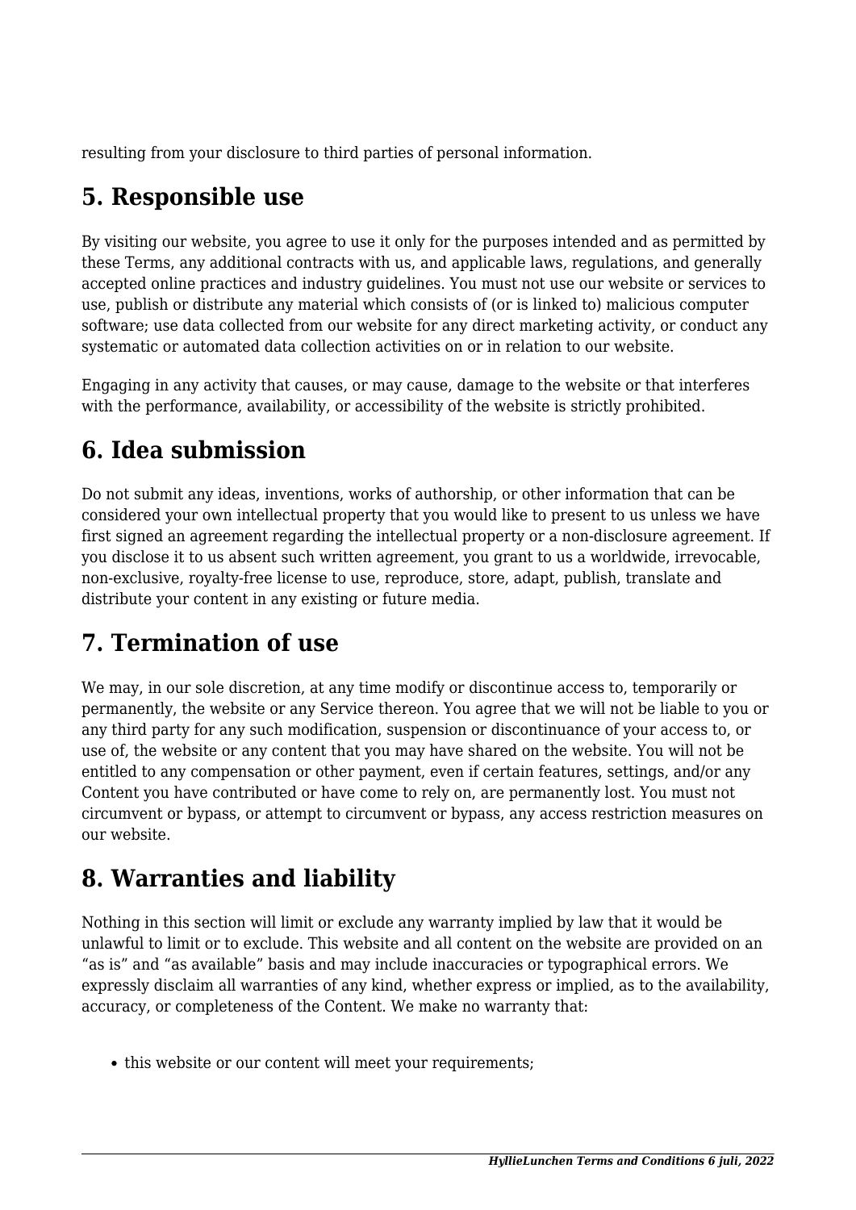resulting from your disclosure to third parties of personal information.

## 5. Responsible use

By visiting our website, you agree to use it only for the purposes intended and as permitted by these Terms, any additional contracts with us, and applicable laws, regulations, and generally accepted online practices and industry guidelines. You must not use our website or services to use, publish or distribute any material which consists of (or is linked to) malicious computer software; use data collected from our website for any direct marketing activity, or conduct any systematic or automated data collection activities on or in relation to our website.

Engaging in any activity that causes, or may cause, damage to the website or that interferes with the performance, availability, or accessibility of the website is strictly prohibited.

## 6. Idea submission

Do not submit any ideas, inventions, works of authorship, or other information that can be considered your own intellectual property that you would like to present to us unless we have first signed an agreement regarding the intellectual property or a non-disclosure agreement. If you disclose it to us absent such written agreement, you grant to us a worldwide, irrevocable, non-exclusive, royalty-free license to use, reproduce, store, adapt, publish, translate and distribute your content in any existing or future media.

## 7. Termination of use

We may, in our sole discretion, at any time modify or discontinue access to, temporarily or permanently, the website or any Service thereon. You agree that we will not be liable to you or any third party for any such modification, suspension or discontinuance of your access to, or use of, the website or any content that you may have shared on the website. You will not be entitled to any compensation or other payment, even if certain features, settings, and/or any Content you have contributed or have come to rely on, are permanently lost. You must not circumvent or bypass, or attempt to circumvent or bypass, any access restriction measures on our website.

## 8. Warranties and liability

Nothing in this section will limit or exclude any warranty implied by law that it would be unlawful to limit or to exclude. This website and all content on the website are provided on an "as is" and "as available" basis and may include inaccuracies or typographical errors. We expressly disclaim all warranties of any kind, whether express or implied, as to the availability, accuracy, or completeness of the Content. We make no warranty that:

- this website or our content will meet your requirements;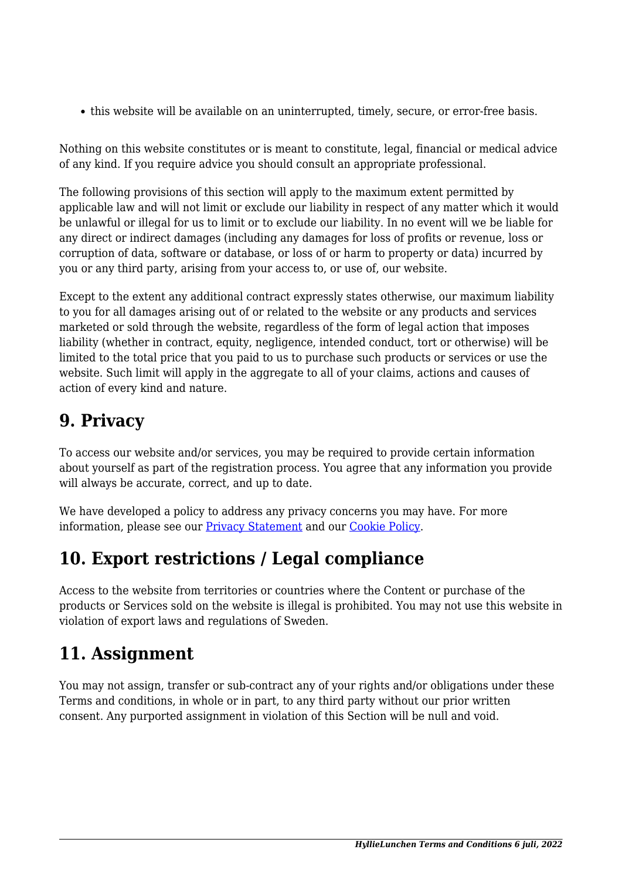- this website will be available on an uninterrupted, timely, secure, or error-free basis.

Nothing on this website constitutes or is meant to constitute, legal, financial or medical advice of any kind. If you require advice you should consult an appropriate professional.

The following provisions of this section will apply to the maximum extent permitted by applicable law and will not limit or exclude our liability in respect of any matter which it would be unlawful or illegal for us to limit or to exclude our liability. In no event will we be liable for any direct or indirect damages (including any damages for loss of profits or revenue, loss or corruption of data, software or database, or loss of or harm to property or data) incurred by you or any third party, arising from your access to, or use of, our website.

Except to the extent any additional contract expressly states otherwise, our maximum liability to you for all damages arising out of or related to the website or any products and services marketed or sold through the website, regardless of the form of legal action that imposes liability (whether in contract, equity, negligence, intended conduct, tort or otherwise) will be limited to the total price that you paid to us to purchase such products or services or use the website. Such limit will apply in the aggregate to all of your claims, actions and causes of action of every kind and nature.

## 9. Privacy

To access our website and/or services, you may be required to provide certain information about yourself as part of the registration process. You agree that any information you provide will always be accurate, correct, and up to date.

We have developed a policy to address any privacy concerns you may have. For more information, please see our [Privacy Statement]() and our [Cookie Policy]().

## 10. Export restrictions / Legal compliance

Access to the website from territories or countries where the Content or purchase of the products or Services sold on the website is illegal is prohibited. You may not use this website in violation of export laws and regulations of Sweden.

## 11. Assignment

You may not assign, transfer or sub-contract any of your rights and/or obligations under these Terms and conditions, in whole or in part, to any third party without our prior written consent. Any purported assignment in violation of this Section will be null and void.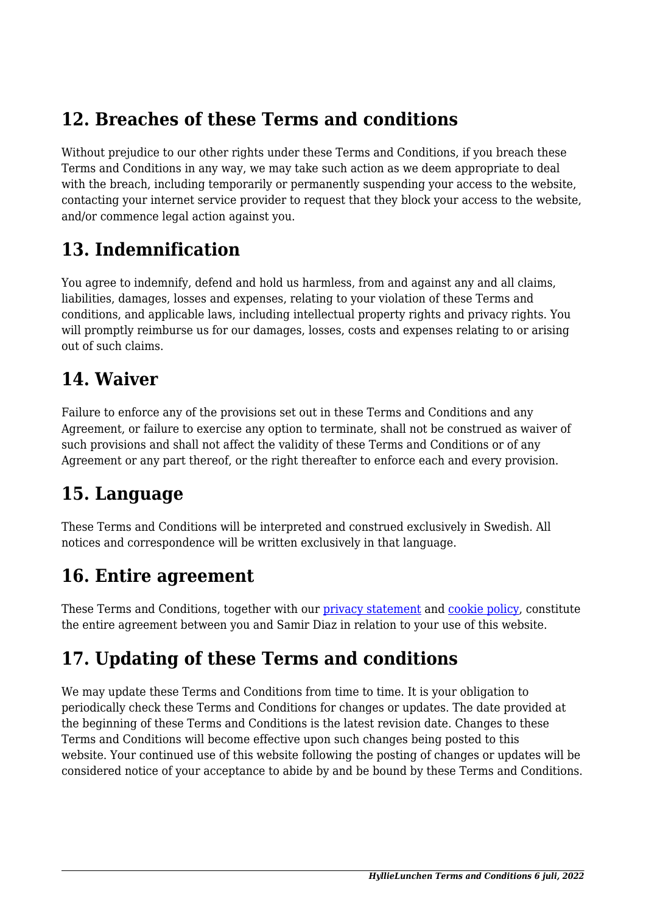## 12. Breaches of these Terms and conditions

Without prejudice to our other rights under these Terms and Conditions, if you breach these Terms and Conditions in any way, we may take such action as we deem appropriate to deal with the breach, including temporarily or permanently suspending your access to the website, contacting your internet service provider to request that they block your access to the website, and/or commence legal action against you.

## 13. Indemnification

You agree to indemnify, defend and hold us harmless, from and against any and all claims, liabilities, damages, losses and expenses, relating to your violation of these Terms and conditions, and applicable laws, including intellectual property rights and privacy rights. You will promptly reimburse us for our damages, losses, costs and expenses relating to or arising out of such claims.

## 14. Waiver

Failure to enforce any of the provisions set out in these Terms and Conditions and any Agreement, or failure to exercise any option to terminate, shall not be construed as waiver of such provisions and shall not affect the validity of these Terms and Conditions or of any Agreement or any part thereof, or the right thereafter to enforce each and every provision.

## 15. Language

These Terms and Conditions will be interpreted and construed exclusively in Swedish. All notices and correspondence will be written exclusively in that language.

## 16. Entire agreement

These Terms and Conditions, together with our privacy statement and cookie policy, constitute the entire agreement between you and Samir Diaz in relation to your use of this website.

## 17. Updating of these Terms and conditions

We may update these Terms and Conditions from time to time. It is your obligation to periodically check these Terms and Conditions for changes or updates. The date provided at the beginning of these Terms and Conditions is the latest revision date. Changes to these Terms and Conditions will become effective upon such changes being posted to this website. Your continued use of this website following the posting of changes or updates will be considered notice of your acceptance to abide by and be bound by these Terms and Conditions.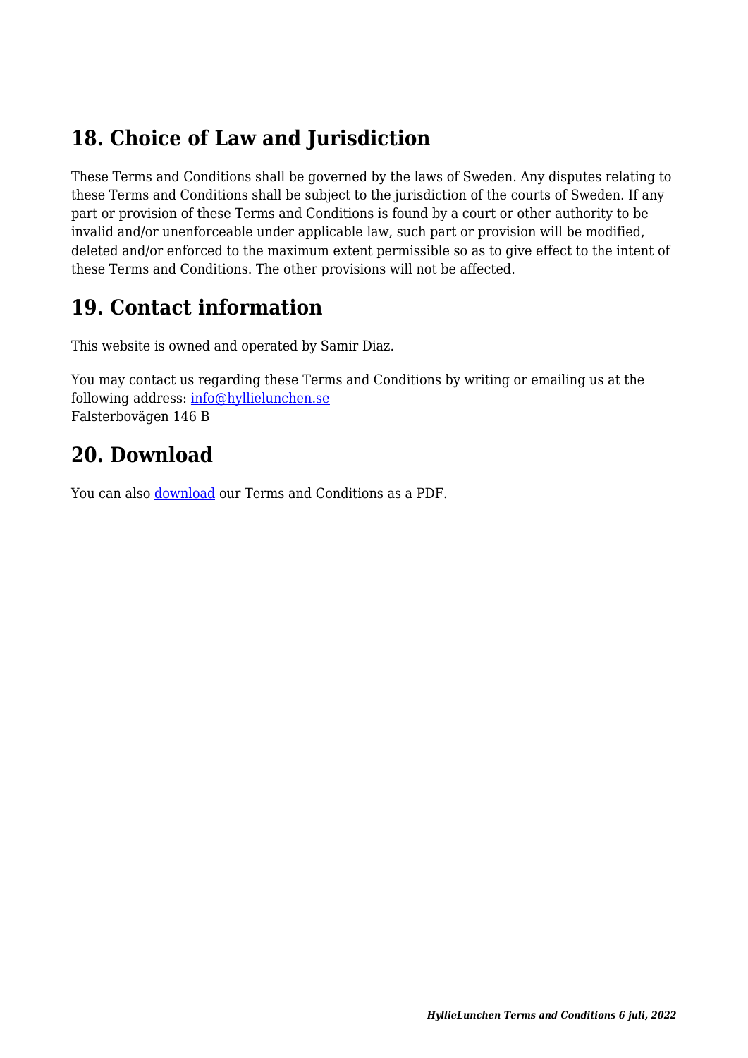## 18. Choice of Law and Jurisdiction

These Terms and Conditions shall be governed by the laws of Sweden. Any disputes relating to these Terms and Conditions shall be subject to the jurisdiction of the courts of Sweden. If any part or provision of these Terms and Conditions is found by a court or other authority to be invalid and/or unenforceable under applicable law, such part or provision will be modified, deleted and/or enforced to the maximum extent permissible so as to give effect to the intent of these Terms and Conditions. The other provisions will not be affected.

## 19. Contact information

This website is owned and operated by Samir Diaz.

You may contact us regarding these Terms and Conditions by writing or emailing us at the following address: info@hyllielunchen.se
Falsterbovägen 146 B

## 20. Download

You can also download our Terms and Conditions as a PDF.